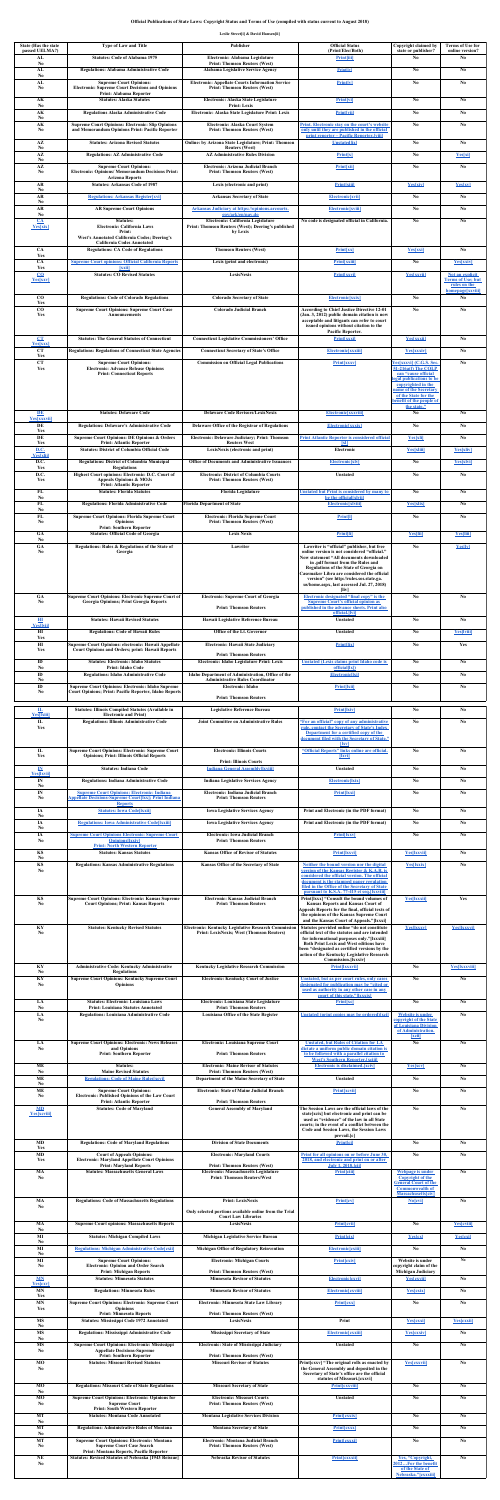# Official Publications of State Law: Copyright Status and Terms of Use (compiled with status current to August 2018)

Leslie Street[i] & David Hansen[ii]

| State (Has the state passed UELMA?) | Type of Law and Title | Publisher | Official Status (Print/Elec/Both) | Copyright claimed by state or publisher? | Terms of Use for online version? |
|---|---|---|---|---|---|
| AL No | Statutes: Code of Alabama 1975 | Electronic: Alabama Legislature Print: Thomson Reuters (West) | Print[iii] | No | No |
| AL No | Regulations: Alabama Administrative Code | Alabama Legislative Service Agency | Print[iv] | No | No |
| AL No | Supreme Court Opinions: Electronic Supreme Court Decisions and Opinions Print: Alabama Reporter | Electronic: Appellate Courts Information Service Print: Thomson Reuters (West) | Print[v] | No | No |
| AK No | Statutes: Alaska Statutes | Electronic: Alaska State Legislature Print: Lexis | Print[vi] | No | No |
| AK No | Regulations: Alaska Administrative Code | Electronic: Alaska State Legislature Print: Lexis | Print[vii] | No | No |
| AK No | Supreme Court Opinions: Electronic Slip Opinions and Memorandum Opinions Print: Pacific Reporter | Electronic: Alaska Court System Print: Thomson Reuters (West) | Print. Electronic slips on the court's website only until they are published in the official print reporter – Pacific Reporter.[viii] | No | No |
| AZ No | Statutes: Arizona Revised Statutes | Online: by Arizona State Legislature; Print: Thomson Reuters (West) | Unclear[ix] | No | No |
| AZ No | Regulations: AZ Administrative Code | AZ Administrative Rules Division | Print[x] | No | Yes[xi] |
| AZ No | Supreme Court Opinions: Electronic Opinions/ Memorandum Decisions Print: Arizona Reports | Electronic: Arizona Judicial Branch Print: Thomson Reuters (West) | Print[xii] | No | No |
| AR No | Statutes: Arkansas Code of 1987 | Lexis (electronic and print) | Print[xiii] | Yes[xiv] | Yes[xv] |
| AR No | Regulations: Arkansas Register[xvi] | Arkansas Secretary of State | Electronic[xvii] | No | No |
| AR No | AR Supreme Court Opinions | Arkansas Judiciary at https://opinions.arcourts.gov/ark/en/nav.do | Electronic[xviii] | No | No |
| CA Yes[xix] | Statutes: Electronic: California Laws Print: West's Annotated California Codes; Deering's California Codes Annotated | Electronic: California Legislature Print: Thomson Reuters (West); Deering's published by Lexis | No code is designated official in California. | No | No |
| CA Yes | Regulations: CA Code of Regulations | Thomson Reuters (West) | Print[xx] | Yes[xxi] | No |
| CA Yes | Supreme Court opinions: Official California Reports [xxii] | Lexis (print and electronic) | Print[xxiii] | No | Yes[xxiv] |
| CO Yes[xxv] | Statutes: CO Revised Statutes | LexisNexis | Print[xxvi] | Yes[xxvii] | Not on explicit Terms of Use, but rules on the homepage[xxviii] |
| CO Yes | Regulations: Code of Colorado Regulations | Colorado Secretary of State | Electronic[xxix] | No | No |
| CO Yes | Supreme Court Opinions: Supreme Court Case Announcements | Colorado Judicial Branch | According to Chief Justice Directive 12-01 (Jan. 3, 2012) public domain citation is now acceptable and litigants can refer to court issued opinions without citation to the Pacific Reporter. | No | No |
| CT Yes[xxx] | Statutes: The General Statutes of Connecticut | Connecticut Legislative Commissioners' Office | Print[xxxi] | Yes[xxxii] | No |
| CT Yes | Regulations: Regulations of Connecticut State Agencies | Connecticut Secretary of State's Office | Electronic[xxxiii] | Yes[xxxiv] | No |
| CT Yes | Supreme Court Opinions: Electronic: Advance Release Opinions Print: Connecticut Reports | Commission on Official Legal Publications | Print[xxxv] | Yes[xxxvi] (C.G.S. Sec. 51-216a(b) The COLP can "cause official publications to be copyrighted in the name of the Secretary of the State for the benefit of the people of the state.") | No |
| DE Yes[xxxvii] | Statutes: Delaware Code | Delaware Code Revisors/ Lexis Nexis | Electronic[xxxviii] | No | No |
| DE Yes | Regulations: Delaware's Administrative Code | Delaware Office of the Registrar of Regulations | Electronic[xxxix] | No | No |
| DE Yes | Supreme Court Opinions: DE Opinions & Orders Print: Atlantic Reporter | Electronic: Delaware Judiciary; Print: Thomson Reuters West | Print: Atlantic Reporter is considered official [xl] | Yes[xli] | No |
| D.C. Yes[xlii] | Statutes: District of Columbia Official Code | LexisNexis (electronic and print) | Electronic | Yes[xliii] | Yes[xliv] |
| D.C. Yes | Regulations: District of Columbia Municipal Regulations | Office of Documents and Administrative Issuances | Electronic[xlv] | No | Yes[xlvi] |
| D.C. Yes | Highest Court opinions: Electronic: D.C. Court of Appeals Opinions & MOJs Print: Atlantic Reporter | Electronic: District of Columbia Courts Print: Thomson Reuters | Unstated | No | No |
| FL No | Statutes: Florida Statutes | Florida Legislature | Unstated but Print is considered by many to be the official[xlvii] | No | No |
| FL No | Regulations: Florida Administrative Code | Florida Department of State | Electronic[xlviii] | Yes[xlix] | No |
| FL No | Supreme Court Opinions: Florida Supreme Court Opinions Print: Southern Reporter | Electronic: Florida Supreme Court Print: Thomson Reuters (West) | Print[l] | No | No |
| GA No | Statutes: Official Code of Georgia | Lexis Nexis | Print[li] | Yes[lii] | Yes[liii] |
| GA No | Regulations: Rules & Regulations of the State of Georgia | Lawriter | Lawriter is "official" publisher, but free online version is not considered "official." Note about "format:" "All documents downloaded in .pdf format from the Rules and Regulations of the State of Georgia on Casemaker Libra are considered the official version" (see http://rules.sos.state.ga.us/home.aspx, last accessed Jul. 27, 2018) [liv] | No | Yes[lv] |
| GA No | Supreme Court Opinions: Electronic Supreme Court of Georgia Opinions Print Georgia Reports | Electronic: Supreme Court of Georgia Print: Thomson Reuters | Electronic designated "final copy" by the Supreme Court, official opinions are published in the advance sheets. Print also official.[lvi] | No | No |
| HI Yes[lvii] | Statutes: Hawaii Revised Statutes | Hawaii Legislative Reference Bureau | Unstated | No | No |
| HI Yes | Regulations: Code of Hawaii Rules | Office of the Lt. Governor | Unstated | No | Yes[lviii] |
| HI Yes | Supreme Court Opinions: electronic Hawaii Appellate Court Opinions and Orders; print: Hawaii Reports | Electronic: Hawaii State Judiciary Print: Thomson Reuters | Print[lix] | No | Yes |
| ID No | Statutes: Electronic: Idaho Statutes Print: Idaho Code | Electronic: Idaho Legislature Print: Lexis | Unstated (Lexis claims print Idaho code is official)[lx] | No | No |
| ID No | Regulations: Idaho Administrative Code | Idaho Department of Administration, Office of the Administrative Rules Coordinator | Electronic[lxi] | No | No |
| ID No | Supreme Court Opinions: Electronic: Idaho Supreme Court Opinions; Print: Pacific Reporter, Idaho Reports | Electronic: Idaho Print: Thomson Reuters | Print[lxii] | No | No |
| IL Yes[lxiii] | Statutes: Illinois Compiled Statutes (Available in Electronic and Print) | Legislative Reference Bureau | Print[lxiv] | No | No |
| IL Yes | Regulations: Illinois Administrative Code | Joint Committee on Administrative Rules | "For an official* copy of any administrative rule, contact the Secretary of State's Index Department for a certified copy of the document filed with the Secretary of State." [lxv] | No | No |
| IL Yes | Supreme Court Opinions: Electronic: Supreme Court Opinions; Print: Illinois Official Reports | Electronic: Illinois Courts Print: Illinois Courts | "Official Reports" (note online are official) [lxvi] | No | No |
| IN Yes[lxvii] | Statutes: Indiana Code | Indiana General Assembly [lxviii] | Unstated | No | No |
| IN No | Regulations: Indiana Administrative Code | Indiana Legislative Services Agency | Electronic[lxix] | No | No |
| IN No | Supreme Court Opinions: Electronic: Indiana Appellate Decisions Supreme Court[lxx] Print: Indiana Reports | Electronic: Indiana Judicial Branch Print: Thomson Reuters | Print[lxxi] | No | No |
| IA No | Statutes: Iowa Code[lxxii] | Iowa Legislative Services Agency | Print and Electronic (in the PDF format) | No | No |
| IA No | Regulations: Iowa Administrative Code[lxxiii] | Iowa Legislative Services Agency | Print and Electronic (in the PDF format) | No | No |
| IA No | Supreme Court Opinions Electronic: Supreme Court Opinions[lxxiv] Print: North Western Reporter | Electronic: Iowa Judicial Branch Print: Thomson Reuters | Print[lxxv] | No | No |
| KS No | Statutes: Kansas Statutes | Kansas Office of Revisor of Statutes | Print[lxxvi] | Yes[lxxvii] | No |
| KS No | Regulations: Kansas Administrative Regulations | Kansas Office of the Secretary of State | Neither the bound version nor the digital version of the Kansas Register (K.S.A.R.) is considered the official version. The official document is the document or regulation filed in the Office of the Secretary of State pursuant to K.S.A. 77-415 et seq.[lxxviii] | Yes[lxxix] | No |
| KS No | Supreme Court Opinions: Electronic: Kansas Supreme Court Opinions Print: Kansas Reports | Electronic: Kansas Judicial Branch Print: Thomson Reuters | Print[lxxx] ("Consult the bound volumes of Kansas Reports and Kansas Court of Appeals Reports for the final, official texts of the opinions of the Kansas Supreme Court and the Kansas Court of Appeals." [lxxxi] Both Print Lexis and West editions have been "designated as certified versions by the action of the Kentucky Legislative Research Commission.[lxxxiv] | Yes[lxxxii] | Yes |
| KY No | Statutes: Kentucky Revised Statutes | Electronic: Kentucky Legislative Research Commission Print: LexisNexis; West (Thomson Reuters) | Statutes provided online "do not constitute official text of the statutes and are intended for informational purposes only."[lxxxiii] Both Print Lexis and West editions have been "designated as certified versions by the action of the Kentucky Legislative Research Commission.[lxxxiv] | Yes[lxxxv] | Yes[lxxxvi] |
| KY No | Administrative Code: Kentucky Administrative Regulations | Kentucky Legislative Research Commission | Print[lxxxvii] | No | Yes[lxxxviii] |
| KY No | Supreme Court Opinions: Kentucky Supreme Court Opinions | Electronic: Kentucky Court of Justice | Unstated, but as per court rules, only court distributed for publication may be "cited or used as authority in any other case in any court of this state." [lxxxix] | No | No |
| LA No | Statutes: Electronic: Louisiana Laws Print: Louisiana Statutes Annotated | Electronic: Louisiana State Legislature Print: Thomson Reuters | Print[xc] | No | No |
| LA No | Regulations: Louisiana Administrative Code | Louisiana Office of the State Register | Unstated (print copies may be ordered)[xci] | Website is under copyright of the State of Louisiana Division of Administration. [xcii] | No |
| LA No | Supreme Court Opinions: Electronic: News Releases and Opinions Print: Southern Reporter | Electronic: Louisiana Supreme Court Print: Thomson Reuters | Unstated, but Rules of Citation for LA dictate a uniform public domain citation is to be followed with a parallel citation to West's Southern Reporter.[xciii] | No | No |
| ME No | Statutes: Maine Revised Statutes | Electronic: Maine Revisor of Statutes Print: Thomson Reuters (West) | Electronic is disclaimed.[xciv] | Yes[xcv] | No |
| ME No | Regulations: Code of Maine Rules[xcvi] | Department of the Maine Secretary of State | Unstated | No | No |
| ME No | Supreme Court Opinions: Electronic: Published Opinions of the Law Court Print: Atlantic Reporter | Electronic: State of Maine Judicial Branch Print: Thomson Reuters | Print[xcvii] | No | No |
| MD Yes[xcviii] | Statutes: Code of Maryland | General Assembly of Maryland | The Session Laws are the official laws of the state[xcix] but electronic and print can be used as "evidence" of the law in all State courts; in the event of a conflict between the Code and Session Laws, the Session Laws prevail.[c] | No | No |
| MD Yes | Regulations: Code of Maryland Regulations | Division of State Documents | Print[ci] | No | No |
| MD Yes | Court of Appeals Opinions: Electronic: Maryland Appellate Court Opinions Print: Maryland Reports | Electronic: Maryland Courts Print: Thomson Reuters (West) | Print for all opinions on or before June 30, 2018, and electronic and print on or after July 1, 2018.[cii] | No | No |
| MA No | Statutes: Massachusetts General Laws | Electronic: Massachusetts Legislature Print: Thomson Reuters/West | Print[ciii] | Webpage is under Copyright of the General Court of the Commonwealth of Massachusetts[civ] | No |
| MA No | Regulations: Code of Massachusetts Regulations | Print: LexisNexis Only selected portions available online from the Trial Court Law Libraries | Print[cv] | Yes[cvi] | No |
| MA No | Supreme Court opinions: Massachusetts Reports | LexisNexis | Print[cvii] | No | Yes[cviii] |
| MI No | Statutes: Michigan Compiled Laws | Michigan Legislative Service Bureau | Print[cix] | Yes[cx] | Yes[cxi] |
| MI No | Regulations: Michigan Administrative Code[cxii] | Michigan Office of Regulatory Reinvention | Electronic[cxiii] | No | No |
| MI No | Supreme Court Opinions: Electronic: Opinion and Order Search Print: Michigan Reports | Electronic: Michigan Courts Print: Thomson Reuters (West) | Print[cxiv] | Website is under copyright of the Michigan Judiciary. | No |
| MN Yes[cxv] | Statutes: Minnesota Statutes | Minnesota Revisor of Statutes | Electronic[cxvi] | Yes[cxvii] | No |
| MN Yes | Regulations: Minnesota Rules | Minnesota Revisor of Statutes | Electronic[cxviii] | Yes[cxix] | No |
| MN Yes | Supreme Court Opinions: Electronic: Supreme Court Opinions Print: Minnesota Reports | Electronic: Minnesota State Law Library Print: Thomson Reuters (West) | Print[cxx] | No | No |
| MS No | Statutes: Mississippi Code 1972 Annotated | LexisNexis | Print | Yes[cxxi] | Yes[cxxii] |
| MS No | Regulations: Mississippi Administrative Code | Mississippi Secretary of State | Electronic[cxxiii] | Yes[cxxiv] | No |
| MS No | Supreme Court Opinions: Electronic: Mississippi Appellate Decisions Supreme Print: Southern Reporter | Electronic: State of Mississippi Judiciary Print: Thomson Reuters | Print[cxxv] | No | No |
| MO No | Statutes: Missouri Revised Statutes | Missouri Revisor of Statutes | Print[cxxvi] ("The original rolls as enacted by the General Assembly and deposited in the Secretary of State's office are the official statutes of Missouri.)[cxxvii] | Yes[cxxviii] | No |
| MO No | Regulations: Missouri Code of State Regulations | Missouri Secretary of State | Print[cxxix] | No | No |
| MO No | Supreme Court Opinions: Electronic: Opinions for Supreme Court Print: South Western Reporter | Electronic: Missouri Courts Print: Thomson Reuters (West) | Unstated | No | No |
| MT No | Statutes: Montana Code Annotated | Montana Legislative Services Division | Print[cxxx] | No | No |
| MT No | Regulations: Administrative Rules of Montana | Montana Secretary of State | Print[cxxxi] | No | No |
| MT No | Supreme Court Opinions: Electronic: Montana Supreme Court Case Search Print: Montana Reports; Pacific Reporter | Electronic: Montana Judicial Branch Print: Thomson Reuters (West) | Print[cxxxii] | No | No |
| NE No | Statutes: Revised Statutes of Nebraska (1943 Reissue) | Nebraska Revisor of Statutes | Print[cxxxiii] | Yes, "Copyright 2017 - For the benefit of the State of Nebraska."[cxxxiv] | No |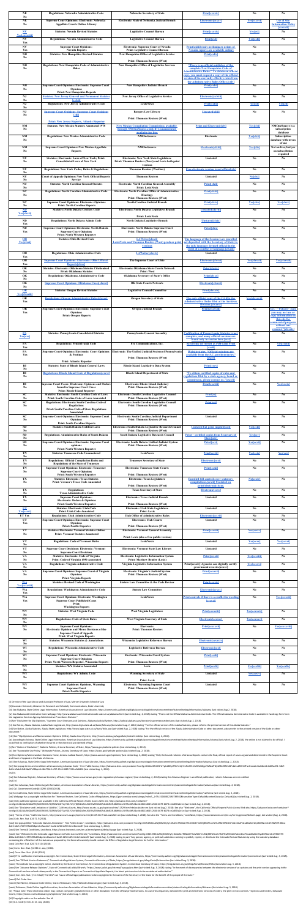| | | | | | | |
|---|---|---|---|---|---|---|
| NE No | Regulations: Nebraska Administrative Code | Nebraska Secretary of State | Print[xxxiii] | No | No | |
| NE No | Supreme Court Opinions: Electronic: Nebraska Appellate Courts Online Library | Electronic: State of Nebraska Judicial Branch | Electronic[xxxiv] | Yes[xxxv] | Yes | Use of this Information Policy [xxxvi] |
| NV Yes[xxxvii] | Statutes: Nevada Revised Statutes | Legislative Counsel Bureau | Print[xxxviii] | Yes[xli] | No | |
| NV Yes | Regulations: Nevada Administrative Code | Legislative Counsel Bureau | Print[xliii] | Yes[xliii] | No | |
| NV Yes | Supreme Court Opinions: Nevada Reports | Electronic: Supreme Court of Nevada<br>Print: Legislative Counsel Bureau | Print[xliii] (only preliminary prints of Nevada reports are available online) | No | No | |
| NH No | Statutes: New Hampshire Revised Statutes | New Hampshire Office of Legislative Service<br><br>Print: Thomson Reuters (West) | Print[xliv] | No | No | |
| NH No | Regulations: New Hampshire Code of Administrative Rules | New Hampshire Office of Legislative Services | "There is no official publisher of the complete New Hampshire Code of Administrative Rules." "To obtain an official copy, you must request a copy of the official version of the currently effective rules from the Administrative Rules Office."[xlv] | No | No | |
| NH No | Supreme Court Opinions: Electronic: Supreme Court Opinions<br>Print: New Hampshire Reports | New Hampshire Judicial Branch | Print[xlvi] | No | No | |
| NJ No | Statutes: New Jersey General and Permanent Statutes [xlvii] | New Jersey Office of Legislative Service | Electronic[xlviii] | No | No | |
| NJ No | Regulations: New Jersey Administrative Code | LexisNexis | Print[xlix] | Yes[l] | Yes[li] | |
| NJ No | Supreme Court Opinions: Supreme Court Opinions [lii]<br><br>Print: New Jersey Reports, Atlantic Reporter | Rutgers Law Library<br><br>Print: Thomson Reuters (West) | Unstated[liii] | No | No | |
| NM No | Statutes: New Mexico Statutes Annotated 1978 | New Mexico Compilation Commission; available through NMOneSource.com[liv]; commercially available print | Print and Electronic[lv] | Yes[lvi] | NMOneSource is a subscription database | |
| NM No | Regulations: New Mexico Administrative Code | NMOneSource | Electronic | Yes[lvii] | Subscription database with terms of use | |
| NM No | Supreme Court Opinions: New Mexico Appellate Reports | NMOneSource | Electronic[lviii] | Yes[lix] | Not on free; but yet no subscription required | |
| NY No | Statutes: Electronic: Laws of New York; Print: Consolidated Laws of New York | Electronic: New York State Legislature<br>Print: Thomson Reuters (West) and Lexis both print versions | Unstated | No | No | |
| NY No | Regulations: New York Codes, Rules & Regulations | Thomson Reuters (Westlaw) | Print (electronic version is not official)[lx] | No | No | |
| NY No | Court of Appeals Opinions: New York Official Reports Service | Thomson Reuters | Unstated | No[lxi] | No | |
| NC No | Statutes: North Carolina General Statutes | Electronic: North Carolina General Assembly<br>Print: LexisNexis | Print[lxii] | No | No | |
| NC No | Regulations: North Carolina Administrative Code | Electronic: North Carolina Office of Administrative Hearings<br>Print: Thomson Reuters (West) | Print[lxiii] | No | No | |
| NC No | Supreme Court Opinions: Electronic: Opinions<br>Print: North Carolina Reports | North Carolina Judicial Branch | Print[lxiv] | Yes[lxv] | Yes[lxvi] | |
| ND Yes[lxvii] | Statutes: North Dakota Century Code | Electronic: North Dakota Legislative Branch<br><br>Print: LexisNexis | Unstated[lxviii] | No | No | |
| ND Yes | Regulations: North Dakota Admin Code | North Dakota Legislative Branch | Unstated[lxix] | No | No | |
| ND Yes | Supreme Court Opinions: Electronic: North Dakota Supreme Court Opinions<br>Print: North Western Reporter | Electronic: North Dakota Supreme Court<br>Print: Thomson Reuters (West) | Print[lxx] | No | No | |
| OH Yes[lxxi] | Statutes: Ohio Revised Code | LAWriter[lxxii]<br>LexisNexis and Thomson Reuters (West) produce print versions | The language of the Session Law (enrolled act deposited with the Secretary of State) is the only language deemed official in the event of a conflict of language.[lxxiii] | No | No | |
| OH Yes | Regulations: Ohio Administrative Code | LAWriter[lxxiv] | Unstated | No | No | |
| OH Yes | Supreme Court Opinions: Electronic: Ohio Official Reports[lxxv] | The Supreme Court of Ohio | Electronic[lxxvi] | Yes[lxxvii] | Yes[lxxviii] | |
| OK No | Statutes: Electronic: Oklahoma Statutes Citationized<br>Print: Oklahoma Statutes | Electronic: Oklahoma State Courts Network<br>Print: West | Print[lxxix] | No | No | |
| OK No | Regulations: Oklahoma Administrative Code | Oklahoma Secretary of State's Office | Print[lxxx] | No | No | |
| OK No | Supreme Court Opinions: Oklahoma Court[lxxxi] | OK State Courts Network | Electronic[lxxxii] | No | No | |
| OR Yes[lxxxiii] | Statutes: Oregon Revised Statutes | Legislative Counsel Committee | Print[lxxxiv] | No | No | |
| OR Yes | Regulations: Oregon Administrative Rules[lxxxv] | Oregon Secretary of State | The only official copy of the OAR is the Administrative Order filed at the Archives Division.[lxxxvi] | No | No | |
| OR Yes | Supreme Court Opinions: Electronic: Supreme Court Opinions<br>Print: Oregon Reports | Oregon Judicial Branch | Print[lxxxvii] | No | Yes - "Policies" state you may not use or copy information on this site for commercial purposes without prior consent. [lxxxviii] | |
| PA Yes[lxxxix] | Statutes: Pennsylvania Consolidated Statutes | Pennsylvania General Assembly | Codification of Pennsylvania Statutes is not complete, and many official versions are found only in session laws.[xc] | No | No | |
| PA Yes | Regulations: Pennsylvania Code | Fry Communications, Inc. | Electronic (if viewed as PDF) and Print [xci] | No | Yes[xcii] | |
| PA Yes | Supreme Court Opinions: Electronic: Court Opinions & Postings<br><br>Print: Atlantic Reporter | Electronic: The Unified Judicial System of Pennsylvania<br>Print: Thomson Reuters (West) | Website states: "Official opinions are available from the SC prothonotary."[xciii] | No | No | |
| RI No | Statutes: State of Rhode Island General Laws | Rhode Island Legislative Data System | Print[xciv] | No | No | |
| RI No | Regulations: Rhode Island Code of Regulations[xcv] | Rhode Island Department of State | "To obtain certified copies of rules and regulations filed by a state agency, barred by amendment, please contact us."[xcvi] | No | No | |
| RI No | Supreme Court Cases: Electronic: Opinions and Orders Issued in Supreme Court Cases<br>Print: Rhode Island Reports | Electronic: Rhode Island Judiciary<br>Print: Thomson Reuters (West) | Print[xcvii] | No | Yes[xcviii] | |
| SC No | Statutes: Electronic: South Carolina Code of Laws<br>Print: South Carolina Code of Laws Annotated | Electronic: South Carolina Legislative Council<br>Print: Thomson Reuters (West) | Print[xcix] | No | No | |
| SC No | Regulations: Electronic: South Carolina Code of Regulations<br>Print: South Carolina Code of State Regulations Annotated | Electronic: South Carolina Legislative Council<br>Print: Thomson Reuters (West) | Print[c] | No | No | |
| SC No | Supreme Court Opinions: Electronic: Supreme Court Opinions<br>Print: South Carolina Reports | Electronic: South Carolina Judicial Department<br>Print: Thomson Reuters (West) | Unstated | No | No | |
| SD No | Statutes: South Dakota Codified Laws | Electronic: South Dakota Legislative Research Council<br>Print: Thomson Reuters (West) | Unstated but print implied[ci] | Yes[cii] | No | |
| SD No | Regulations: Administrative Rules of South Dakota | South Dakota Legislative Research Council | Print – certified copies from Secretary of State[ciii] | Yes[civ] | No | |
| SD No | Supreme Court Opinions: Electronic: Supreme Court opinions<br>Print: North Western Reporter | Electronic: South Dakota Unified Judicial System<br>Print: Thomson Reuters (West) | Print[cv] | Yes[cvi] | No | |
| TN No | Statutes: Tennessee Code Annotated | LexisNexis | Print[cvii] | Yes[cviii] | Yes[cix] | |
| TN No | Regulations: Official Compilation Rules and Regulations of the State of Tennessee | Tennessee Secretary of State | Electronic[cx] | No | No | |
| TN No | Supreme Court Opinions: Electronic: Tennessee Supreme Court Opinions<br>Print: South Western Reporter | Electronic: Tennessee State Courts<br><br>Print: Thomson Reuters (West) | Print[cxi] | No | No | |
| TX No | Statutes: Electronic: Texas Statutes<br>Print: Vernon's Texas Codes Annotated | Electronic: Texas Legislature<br><br>Print: Thomson Reuters (West) | Enrolled bill controls over statutory compilations.[cxii] Unstated on print/electronic issue. | Yes[cxiii] | No | |
| TX No | Regulations: Texas Administrative Code | Texas Secretary of State | Electronic[cxiv] | No | No | |
| TX No | Supreme Court Opinions: Electronic: Orders & Opinions<br>Print: South Western Reporter | Electronic: Texas Judicial Branch<br><br>Print: Thomson Reuters (West) | Unstated | No | No | |
| UT Yes[cxv] | Statutes: Electronic: Utah Code<br>Print: Utah Code Annotated | Electronic: Utah State Legislature<br>Print: Lexis | Unstated | No | No | |
| UT Yes | Regulations: Utah Administrative Code | Utah Office of Administrative Rules | Electronic[cxvi] | No | No | |
| UT Yes | Supreme Court Opinions: Electronic: Supreme Court Opinions<br>Print: Pacific Reporter | Electronic: Utah Courts<br><br>Print: Thomson Reuters (West) | Unstated | No | No | |
| VT No | Statutes: Electronic: Vermont Statutes Online<br>Print: Vermont Statutes Annotated | Electronic: Vermont General Assembly<br><br>Print: Lexis (also a free public version) | Print[cxvii] | No | No | |
| VT No | Regulations: Code of Vermont Rules | LexisNexis | Unstated | No | Yes[cxviii] | |
| VT No | Supreme Court Decisions: Electronic: Vermont Supreme Court Decisions<br>Print: Vermont Reports | Electronic: Vermont State Law Library<br><br>Print: LexisNexis | Unstated | No | No | |
| VA No | Statutes: Electronic: Code of Virginia<br>Print: Code of Virginia 1950 Annotated | Electronic: Virginia General Assembly<br>Print: Matthew Bender (Lexis) | Print[cxix] | Yes[cxx] | Yes[cxxi] | |
| VA No | Regulations: Virginia Administrative Code | Virginia Legislative Information System | Print[cxxii] Agencies can digitally certify government records.[cxxiii] | Yes[cxxiv] | No | |
| VA No | Supreme Court Opinions: Supreme Court of Virginia Opinions<br>Print: Virginia Reports | Electronic: Virginia's Judicial System<br>Print: Thomson Reuters (West) | Print[cxxv] | No | No | |
| WA Yes[cxxvi] | Statutes: Revised Code of Washington | Statute Law Committee | Print[cxxvii] | No | No | |
| WA Yes | Regulations: Washington Administrative Code | Statute Law Committee | Electronic[cxxviii] | No | No | |
| WA Yes | Supreme Court Opinions: Electronic: Washington Supreme Court Published Cases<br>Print: Washington Reports | LexisNexis | Print controls if there is a conflict in wording [cxxix] | No | Yes[cxxx] | |
| WV No | Statutes: West Virginia Code | West Virginia Legislature | Print[cxxxi] | Yes[cxxxii] | No | |
| WV No | Regulations: Code of State Rules | West Virginia Secretary of State | Electronic[cxxxiii] | Yes[cxxxiv] | No | |
| WV No | Supreme Court Opinions: Electronic: Opinions and Memo Decisions of the Supreme Court of Appeals<br>Print: West Virginia Reports | Electronic:<br>Print: Thomson Reuters | Print[cxxxv] | No | Yes[cxxxvi] | |
| WI No | Statutes: Wisconsin Statutes & Annotations | Wisconsin Legislative Reference Bureau | Electronic[cxxxvii] | No | No | |
| WI No | Regulations: Wisconsin Administrative Code | Legislative Reference Bureau | Electronic[cxxxviii] | No | No | |
| WI No | Supreme Court Opinions: Electronic: Wisconsin Supreme Court Opinions<br>Print: North Western Reporter, Wisconsin Reports | Electronic: Wisconsin Court System<br><br>Print: Thomson Reuters (West) | Print[cxxxix] | No | No | |
| WY No | Statutes: WY Statutes Annotated | Lexis | Print[cxl] | Yes[cxli] | Yes[cxlii] | |
| WY No | Regulations: WY Admin. Code | Wyoming Secretary of State | Print[cxliii] | No | No | |
| WY No | Supreme Court Opinions: Opinions, Wyoming Supreme Court<br>Print: Pacific Reporter | Print: Lexis<br>Electronic: Wyoming Supreme Court<br>Print: Thomson Reuters (West) | Print[cxliv] | No | No | |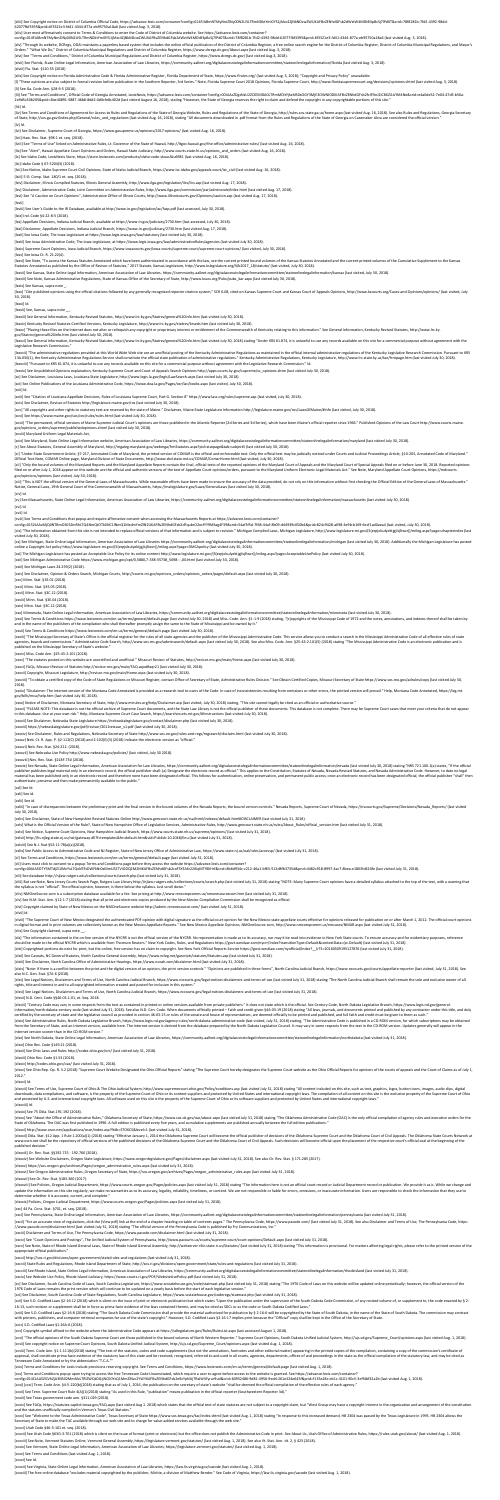[46] See Copyright notice on District of Columbia Official Code, District of Columbia, https://www.lexisnexis.com/hottopics/dccode/ (last visited July 10, 2018).

[47] "Use of this Service is subject to these Terms & Conditions of Use." District of Columbia Municipal Regulations, Office of Documents and Administrative Issuances (last visited July 10, 2018).

[48] The link to the website is: https://dcregs.dc.gov/. "These materials are the official copy of the District of Columbia Municipal Regulations, and may be used free of charge." (last visited July 10, 2018).

[49] See Florida, State Online Legal Information, American Association of Law Libraries, https://community.aallnet.org/digitalaccesstolegalinformationcommittee/stateonlinelegalinformation/florida (last visited July 10, 2018).

[50] Fla. Stat. §15.03 (2018).

[51] See Copyright notice on Florida Administrative Code & Florida Administrative Register, Florida Department of State, https://www.flrules.org/ (last visited July 10, 2018) ("Copyright and Privacy Policy" unavailable).

[52] "These opinions are subject to formal revision before publication in the Southern Reporter, 3rd Series." State of Florida Supreme Court (last visited July 10, 2018).

[53] See Ga. Code Ann. §50-5-5 (2018).

[54] See "Terms and Conditions", Official Code of Georgia Unannotated, LexisNexis, https://www.lexisnexis.com/hottopics/gacode/ (last visited July 10, 2018) (stating "However, the State of Georgia reserves the right to claim and defend the copyright in any copyrightable portions of this site.").

[55] Id.

[56] See Terms and Conditions of Agreement for Access to Rules and Regulations of the State of Georgia, http://rules.sos.state.ga.us/ (last visited July 10, 2018). See also Rules and Regulations, Georgia Secretary of State, http://sos.ga.gov/index.php/general/rules_and_regulations (last visited July 10, 2018), noting "All documents downloaded or printed from the Rules and Regulations of the State of Georgia on Casemaker Library are considered the official version."

[57] Id.

[58] See Disclaimer, Supreme Court of Georgia, https://www.gasupreme.us/opinions/2017-opinions/ (last visited July 10, 2018).

[59] Haw. Rev. Stat. §96-1 et. seq. (2018).

[60] See "Terms of Use" linked on Administrative Rules, Lt. Governor of the State of Hawaii, http://ltgov.hawaii.gov/the-office/administrative-rules/ (last visited July 10, 2018).

[61] See "Alert", Hawaii Appellate Court Opinions and Orders, Hawaii State Judiciary, http://www.courts.state.hi.us/opinions_and_orders (last visited July 10, 2018).

[62] See Idaho Code, Legislature, https://www.legislature.idaho.gov/statutesrules/idstat/ (last visited July 10, 2018).

[63] Idaho Code § 67-5204(1) (2018).

[64] See Disclaimer, Idaho Supreme Court Civil Opinions, State of Idaho Judicial Branch, https://www.isc.idaho.gov/appeals-court/sc_civil (last visited July 10, 2018).

[65] 5 Ill. Comp. Stat. 185/1 et. seq. (2018).

[66] See Copyright, Illinois Compiled Statutes, Illinois General Assembly, http://www.ilga.gov/legislation/ilcs/ilcs.asp (last visited July 17, 2018).

[67] See Disclaimer, Administrative Code, Joint Committee on Administrative Rules, http://www.ilga.gov/commission/jcar/admincode/titles.html (last visited July 17, 2018).

[68] See "A Caution on Court Opinions", Administrative Office of Illinois Courts, http://www.illinoiscourts.gov/Opinions/caution.asp (last visited July 17, 2018).

[69] Ind. Code § 2-5-1.1-8 (2018).

[70] See User's Guide to the IN Database, available at http://iga.in.gov/legislative/laws/2018/ic/ (last visited July 10, 2018).

[71] Ind. Code §2-5-1.1-8 (2018).

[72] See Appellate Decisions, Indiana Judicial Branch, available at https://www.in.gov/judiciary/2730.htm (last visited July 10, 2018).

[73] See Disclaimer, Appellate Decisions, Indiana Judicial Branch, https://www.in.gov/judiciary/2730.htm (last visited July 17, 2018).

[74] See Iowa Code, The Iowa Legislature, https://www.legis.iowa.gov/law/statutory (last visited July 10, 2018).

[75] See Iowa Administrative Code, The Iowa Legislature, at https://www.legis.iowa.gov/law/administrativeRules/agencies (last visited July 10, 2018).

[76] Iowa Supreme Court Opinions, Iowa Judicial Branch, https://www.iowacourts.gov/iowa-courts/supreme-court/supreme-court-opinions/ (last visited July 10, 2018).

[77] See Kan. Stat. Ann. § 77-436 (2018).

[78] See Id.

[79] See Kan. Stat. Ann. § 77-430 (2018).

[80] See Kansas Administrative Regulations, Kansas Secretary of State, https://www.sos.ks.gov/pubs/pubs_kar.aspx (last visited July 10, 2018).

[81] Kentucky Revised Statutes Certified Versions, Kentucky Legislature, http://www.lrc.ky.gov/statutes/ (last visited July 10, 2018).

[82] "Posting these files on the internet does not alter or relinquish any copyright or other proprietary interest or entitlement of the Commonwealth of Kentucky relating to this information." See General Information, Kentucky Revised Statutes, http://www.lrc.ky.gov/statutes/ (last visited July 10, 2018).

[83] See General Information, Kentucky Revised Statutes (last visited July 10, 2018).

[84] "The administrative regulations provided at this World Wide Web site are an unofficial posting of the Kentucky Administrative Regulations as maintained in the official internal administrative regulations of the Kentucky Legislative Research Commission."

[85] See Unpublished Opinions explanation, Kentucky Supreme Court and Court of Appeals Search Opinions, http://apps.courts.ky.gov/supreme/sc_opinions.shtm (last visited July 10, 2018).

[86] See Disclaimer, Louisiana Laws, Louisiana State Legislature, http://www.legis.la.gov/legis/LawSearch.aspx (last visited July 10, 2018).

[87] See Online Publications of the Louisiana Administrative Code, https://www.doa.la.gov/Pages/osr/lac/books.aspx (last visited July 10, 2018).

[88] Id.

[89] See "Citation of Louisiana Appellate Decisions, Rules of Louisiana Supreme Court, Part G. Section 8" https://www.lasc.org/rules/supreme.asp (last visited July 10, 2018).

[90] See Disclaimer, Revisor of Statutes http://legislature.maine.gov/lio (last visited July 10, 2018).

[91] "All copyrights and other rights to statutory text are reserved by the State of Maine." Disclaimer, Maine State Legislature Information http://legislature.maine.gov/ (last visited July 10, 2018).

[92] See https://www.maine.gov/sos/cec/rules/rules.html (last visited July 10, 2018).

[93] "The permanent, official versions of Maine Supreme Judicial Court's opinions are those published in the Atlantic Reporter (2d Series and 3d Series), which have been West's official reporter since 1965." Published Opinions of the Law Court http://www.courts.maine.gov/opinions_orders/supreme/publishedopinions.shtml (last visited July 10, 2018).

[94] Maryland Constitution, Article XV, Section 1.

[95] See Maryland, State Online Legal Information website, American Association of Law Libraries, https://community.aallnet.org/digitalaccesstolegalinformationcommittee/stateonlinelegalinformation/maryland (last visited July 10, 2018).

[96] See Maryland Statutes, General Assembly of Maryland, http://mgaleg.maryland.gov/webmga/frmStatutes.aspx (last visited July 10, 2018).

[97] "Unless State Government Article, §7-207, Annotated Code of Maryland, the printed version of COMAR is the official and enforceable text." Code of Maryland Regulations, Division of State Documents, http://www.dsd.state.md.us/COMAR/ComarHome.html (last visited July 10, 2018).

[98] "Only the bound volumes of the Maryland Reports and the Maryland Appellate Reports remain the final, official texts of the reported opinions of the Court of Appeals and the Court of Special Appeals." Opinions, Maryland Courts, https://mdcourts.gov/opinions/opinions (last visited July 10, 2018).

[99] "This is NOT the official version of the General Laws of Massachusetts. While reasonable efforts have been made to ensure the accuracy of the data provided, do not rely on this information without first checking the Official Edition of the General Laws of Massachusetts" Notice, General Laws, 190th General Court of the Commonwealth of Massachusetts, https://malegislature.gov/Laws/GeneralLaws (last visited July 10, 2018).

[100] Id.

[101] See Massachusetts, State Online Legal Information, American Association of Law Libraries, https://community.aallnet.org/digitalaccesstolegalinformationcommittee/stateonlinelegalinformation/massachusetts (last visited July 10, 2018).

[102] Id.

[103] Id.

[104] See Terms and Conditions, Michigan Legislature, http://www.legislature.mi.gov/ (last visited July 10, 2018).

[105] See Michigan, State Online Legal Information, American Association of Law Libraries, https://community.aallnet.org/digitalaccesstolegalinformationcommittee/stateonlinelegalinformation/michigan (last visited July 10, 2018).

[106] See The Michigan Legislature has posted an Acceptable Use Policy for its online content http://www.legislature.mi.gov/ (last visited July 10, 2018).

[107] See Michigan Administrative Code, https://www.michigan.gov/lara/0,4601,7-154-35738_5698---,00.html (last visited July 10, 2018).

[108] See Michigan Laws 24.259(2) (2018).

[109] See Disclaimer, Opinions & Orders Search, Michigan Courts, https://courts.mi.gov/opinions_orders/opinions_orders/pages/default.aspx (last visited July 10, 2018).

[110] Minn. Stat. §3C.01 (2018).

[111] Minn. Stat. §3C.05 (2018).

[112] Minn. Stat. §3C.11 (2018).

[113] Minn. Stat. §3B.04 (2018).

[114] Minn. Stat. §3C.11 (2018).

[115] Minnesota, State Online Legal Information, American Association of Law Libraries, https://community.aallnet.org/digitalaccesstolegalinformationcommittee/stateonlinelegalinformation/minnesota (last visited July 10, 2018).

[116] See Terms & Conditions, https://www.lexisnexis.com/hottopics/mscode/ (last visited July 10, 2018).

[117] See Terms & Conditions https://www.lexisnexis.com/en-us/terms/general/default.page (last visited July 10, 2018).

[118] "The Mississippi Secretary of State's Office is the official registrar for the rules of all state agencies under the jurisdiction of the Mississippi Administrative Code." Administrative Code, Mississippi Secretary of State (last visited July 10, 2018).

[119] Miss. Code Ann. §25-43-3.113 (2018).

[120] Mo. Rev. Stat. §3.070 (2018).

[121] "The statutes posted on this website are considered unofficial." Revisor of Statutes, http://revisor.mo.gov/main/Home.aspx (last visited July 10, 2018).

[122] "FAQs, Missouri Revisor of Statutes http://revisor.mo.gov/main/FAQ.aspx (last visited July 10, 2018).

[123] Copyright, Missouri Legislature, http://revisor.mo.gov/main/Home.aspx (last visited July 10, 2018).

[124] "To obtain a certified copy of the Code of State Regulations or Missouri Register, contact the Office of Secretary of State, Administrative Rules Division." See Obtain Certified Copies, Missouri Secretary of State (last visited July 10, 2018).

[125] "Disclaimer: The internet version of the Montana Code Annotated is provided as a research tool to users of the Code." (last visited July 10, 2018).

[126] Notice of Disclaimer, Montana Secretary of State, http://www.mtrules.org/Notice/Disclaimer.asp (last visited July 10, 2018).

[127] "PLEASE NOTE: The databases is not the official source of Supreme Court documents." (last visited July 10, 2018).

[128] See Disclaimer, Nebraska State Legislature https://nebraskalegislature.gov/contact/disclaimer.php (last visited July 10, 2018).

[129] https://nebraskalegislature.gov/FloorDocs/101/License_LC.pdf (last visited July 10, 2018).

[130] See Disclaimer, Rules and Regulations, Nebraska Secretary of State http://www.sos.ne.gov/rules-and-regs/regsearch/rules.html (last visited July 10, 2018).

[131] Neb. Ct. R. App. P. §2-102(E) (2018).

[132] Nev. Rev. Stat. §220.1 (2018).

[133] See Nebraska Use Policy http://www.nebraska.gov/policies/ (last visited July 10, 2018).

[134] Nev. Rev. Stat. §233B.750 (2018).

[135] See Nevada, State Online Legal Information, American Association of Law Libraries, https://community.aallnet.org/digitalaccesstolegalinformationcommittee/stateonlinelegalinformation/nevada (last visited July 10, 2018).

[136] See Id.

[137] See Id.

[138] "In case of discrepancies between the preliminary print and the final version in the bound volumes of the Nevada Reports, the bound version controls." Nevada Reports, Supreme Court of Nevada (last visited July 10, 2018).

[139] See Disclaimer, State of New Hampshire Revised Statutes Online http://www.gencourt.state.nh.us/rsa/html/indexes/default.html (last visited July 10, 2018).

[140] See Office of Legislative Services, Administrative Rules, http://www.gencourt.state.nh.us/rules/about_rules/default.htm (last visited July 10, 2018).

[141] See Notice, Supreme Court Opinions, New Hampshire Judicial Branch, https://www.courts.state.nh.us/supreme/opinions/ (last visited July 10, 2018).

[142] See N.J. Stat. Ann. § 52:15-18 (2018).

[143] See Public Access to Administrative Code and NJ Register, State of New Jersey Office of Administrative Law, https://www.state.nj.us/oal/rules/accessp/ (last visited July 10, 2018).

[144] See Terms and Conditions, https://www.lexisnexis.com/en-us/terms/general/default.page (last visited July 10, 2018).

[145] Users must click to consent to a popup Terms and Conditions page before they access the website https://advance.lexis.com/container (last visited July 10, 2018).

[146] See Disclaimer, https://njlaw.rutgers.edu/collections/courts/ (last visited July 10, 2018).

[147] See Copyright Notice, New Mexico Compilation Commission, https://nmonesource.com/nmos/en/nav.do (last visited July 10, 2018).

[148] See Id.

[149] "The Supreme Court of New Mexico designated the authenticated PDF opinion with digital signature as the official court opinion for the New Mexico state appellate courts effective for opinions released for publication on or after March 1, 2012." See N.M. Sup. Ct. Order No. 12-8300 (2012).

[150] See Copyright Notice, Laws of New York, New York State Senate, https://www.nysenate.gov/legislation (last visited July 10, 2018).

[151] "The official compilation of the rules and regulations of the State of New York is contained in the New York Codes, Rules and Regulations ("NYCRR")." See New York Codes, Rules and Regulations, https://govt.westlaw.com/nycrr/ (last visited July 10, 2018).

[152] Copyrighted portions of New York Slip Opinions, https://www.nycourts.gov/reporter/slipidx/cidxtable.shtml (last visited July 10, 2018).

[153] See Caveats, NC General Statutes, North Carolina General Assembly, https://www.ncleg.net/gascripts/statutes/statutes.asp (last visited July 10, 2018).

[154] See Access the North Carolina Administrative Code, Office of Administrative Hearings, https://www.oah.nc.gov/rules-division/north-carolina-administrative-code (last visited July 10, 2018).

[155] Id.

[156] See Legal Notices, Disclaimers and Terms of Use, North Carolina Judicial Branch, https://www.nccourts.gov/legal-notices-disclaimers-and-terms-of-use (last visited July 10, 2018).

[157] N.D. Cent. Code §46-03-11 (2018).

[158] "Century Code may vary in some respects from the text as contained in printed or other versions available from private publishers." See N.D. Legislative Branch, https://www.legis.nd.gov/general-information/north-dakota-century-code (last visited July 10, 2018).

[159] See North Dakota, State Online Legal Information, American Association of Law Libraries, https://community.aallnet.org/digitalaccesstolegalinformationcommittee/stateonlinelegalinformation/northdakota (last visited July 10, 2018).

[160] Ohio Rev. Code §149.43 (2018).

[161] See Ohio Laws and Rules http://codes.ohio.gov/orc/ (last visited July 10, 2018).

[162] Ohio Rev. Code §119.04 (2018).

[163] http://codes.ohio.gov/ (last visited July 10, 2018).

[164] See Ohio Rep. Op. R. 3.2 (2018) "Supreme Court Website Designated the Ohio Official Reports".

[165] Id.

[166] See Terms of Use, Supreme Court of Ohio & The Ohio Judicial System, http://www.supremecourt.ohio.gov/Policy/conditions.asp (last visited July 10, 2018).

[167] Okla. Stat. tit. 75 §250.4 (2018).

[168] "Since the Oklahoma Administrative Code is... maintained on the Oklahoma Secretary of State's website" (last visited July 10, 2018).

[169] Okla. Stat. tit.12 §§ 1-... (2018).

[170] Or. Rev. Stat. §183.360 (2018).

[171] See Website Disclaimers, Oregon State Legislature, https://www.oregonlegislature.gov/Pages/disclaimer.aspx (last visited July 10, 2018).

[172] https://sos.oregon.gov/archives/Pages/oregon_administrative_rules.aspx (last visited July 10, 2018).

[173] See Oregon Administrative Rules, Oregon Secretary of State, https://sos.oregon.gov/archives/Pages/oregon_administrative_rules.aspx (last visited July 10, 2018).

[174] See Or. Rev. Stat. §183.360 (2018).

[175] See Policies, Oregon Judicial Department, http://www.courts.oregon.gov/Pages/policies.aspx (last visited July 10, 2018).

[176] Id.

[177] 45 Pa. Cons. Stat. §701 et seq. (2018).

[178] See Pennsylvania, State Online Legal Information, American Association of Law Libraries, https://community.aallnet.org/digitalaccesstolegalinformationcommittee/stateonlinelegalinformation/pennsylvania (last visited July 10, 2018).

[179] "For an accurate view of regulations, click the [View pdf] link at the top of a chapter heading or table of contents pages." The Pennsylvania Code, https://www.pacode.com/ (last visited July 10, 2018).

[180] Id.

[181] See "Terms and Conditions" The Pennsylvania Code, https://www.pacode.com/disclaimer.html (last visited July 10, 2018).

[182] See "Court Opinions and Postings", The Unified Judicial System of Pennsylvania, http://www.pacourts.us/courts/supreme-court/court-opinions/ (last visited July 10, 2018).

[183] See Copyright Notice, Rhode Island General Laws, State of Rhode Island General Assembly, http://webserver.rilin.state.ri.us/Statutes/ (last visited July 10, 2018).

[184] See Rhode Island Secretary of State, http://sos.ri.gov/divisions/open-government/state/rules-and-regulations (last visited July 10, 2018).

[185] See Rhode Island, State Online Legal Information, American Association of Law Libraries, https://community.aallnet.org/digitalaccesstolegalinformationcommittee/stateonlinelegalinformation/rhodeisland (last visited July 10, 2018).

[186] See Rhode Island Judiciary, https://www.courts.ri.gov/Courts/SupremeCourt/Pages/default.aspx (last visited July 10, 2018).

[187] See Disclaimer, South Carolina Code of Laws, South Carolina Legislature, https://www.scstatehouse.gov/code/statmast.php (last visited July 10, 2018).

[188] See South Carolina Code of State Regulations, South Carolina Legislature, https://www.scstatehouse.gov/coderegs/statmast.php (last visited July 10, 2018).

[189] S.C. Code Ann. §1-23-120(J) (2018).

[190] See S.C. Code Ann. §14-... (2018).

[191] Copyright notice, South Dakota Codified Laws, South Dakota Legislature, https://sdlegislature.gov/Statutes/Codified_Laws/ (last visited July 10, 2018).

[192] Copyright notice, Administrative Rules, South Dakota Legislature, https://sdlegislature.gov/Rules/RulesList.aspx (last visited July 10, 2018).

[193] S.D. Codified Laws §1-26-6.6 (2018).

[194] "Copyright notice South Dakota Supreme Court Opinions, https://ujs.sd.gov/Supreme_Court/Opinions.aspx (last visited July 10, 2018).

[195] "The official opinions of the South Dakota Supreme Court are those published in the bound volumes of North Western Reporter." Supreme Court Opinions, South Dakota Unified Judicial System (last visited July 10, 2018).

[196] Tenn. Code Ann. §1-1-111 (2018).

[197] See Tennessee, State Online Legal Information, American Association of Law Libraries (last visited July 10, 2018).

[198] Tenn. Code Ann. §4-5-220 (2018).

[199] See Terms and Conditions, https://www.lexisnexis.com/en-us/terms/general/default.page (last visited July 10, 2018).

[200] See Tenn. Sup. Ct. R. 4(A)(1) (2018).

[201] See Texas Constitution and Statutes, Texas Legislature, http://www.statutes.capitol.texas.gov/ (last visited July 10, 2018).

[202] See Tex. Gov't Code §2002.054 (2018).

[203] See Texas Administrative Code, Texas Secretary of State, https://www.sos.state.tx.us/tac/index.shtml (last visited July 10, 2018).

[204] See Texas Judicial Branch, http://www.txcourts.gov/ (last visited July 10, 2018).

[205] See Utah Code Ann. §63G-3-... (2018).

[206] See Disclaimer, Utah State Legislature, https://le.utah.gov/ (last visited July 10, 2018).

[207] Utah Code Ann. §63G-3-... (2018).

[208] See Disclaimer, Utah Courts, https://www.utcourts.gov/opinions/ (last visited July 10, 2018).

[209] See Vermont Statutes Online, Vermont General Assembly, https://legislature.vermont.gov/statutes/ (last visited July 10, 2018).

[210] See Vermont, State Online Legal Information, American Association of Law Libraries (last visited July 10, 2018).

[211] Id.

[212] See Virginia, State Online Legal Information, American Association of Law Libraries (last visited July 10, 2018).

[213] "The free online database includes material copyrighted by the publisher..." See Code of Virginia (last visited July 10, 2018).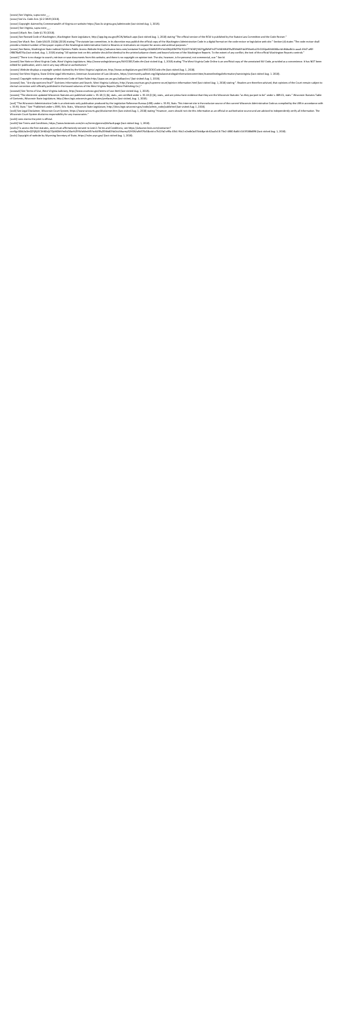[xxxvi] See Virginia, supra note __.

[xxxvii] See Va. Code Ann. §2.2-4019 (2018).

[xxxviii] Copyright claimed by Commonwealth of Virginia on website https://law.lis.virginia.gov/admincode (last visited Aug. 1, 2018).

[xxxix] See Virginia, supra note __.

[xxxx] Wash. Rev. Code §1.75 (2018).

[xxxxi] See Revised Code of Washington, Washington State Legislature, http://app.leg.wa.gov/RCW/default.aspx (last visited Aug. 1, 2018) stating "The official version of the RCW is published by the Statute Law Committee and the Code Reviser."

[xxxxii] See Wash. Rev. Code §34.05.210(4) (2018) stating "The statute law committee, in its discretion may publish the official copy of the Washington Administrative Code in a digital format on the code reviser or legislative web site." Section (d) states "The code reviser shall provide a limited number of free paper copies of the Washington Administrative Code to libraries or institutions on request for access and archival purposes."

[xxxxiii] See Notice, Washington State Judicial Opinions Public Access Website https://advance.lexis.com/container?config=0066d0039fee006c6f8d778c7f2107f4034f7402f5gjjf84f7c4774b03d83d9%2f4eb09eb01a0ff03e65d25c5342be45b4484&crid=86ba8b1c-aaa4-4b47-a485-09878a0f78c3 (last visited, Aug. 1, 2018) stating "All opinion text on this website should be identical to the printed advance sheets and bound volumes of the Washington Reports. To the extent of any conflict, the text of the official Washington Reports controls."

[xxxxiv] "There is no charge to search, retrieve or use documents from this website, and there is no copyright on opinion text. The site, however, is for personal, not commercial, use." See Id.

[xxxxv] See Notice on West Virginia Code, West Virginia Legislature, http://www.wvlegislature.gov/WVCODE/Code.cfm (last visited Aug. 1, 2018) stating "The West Virginia Code Online is an unofficial copy of the annotated WV Code, provided as a convenience. It has NOT been edited for publication, and is not in any way official or authoritative."

[xxxxvi] Website displays a copyright symbol claimed by the West Virginia Legislature, http://www.wvlegislature.gov/WVCODE/Code.cfm (last visited Aug. 1, 2018).

[xxxxvii] See West Virginia, State Online Legal Information, American Association of Law Libraries, https://community.aallnet.org/digitalaccesstolegalinformationcommittee/stateonlinelegalinformation/westvirginia (last visited Aug. 1, 2018).

[xxxxviii] Copyright notice on webpage of electronic Code of State Rules http://apps.sos.wv.gov/adlaw/csr/ (last visited Aug. 1, 2018).

[xxxxix] See, "Are slip opinions final?" Opinions Information and Search, West Virginia Judiciary, http://www.courtswv.gov/supreme-court/opinions-information.html (last visited Aug. 1, 2018) stating " Readers are therefore advised, that opinions of the Court remain subject to clerical correction until officially published in the bound volumes of the West Virginia Reports (West Publishing Co.)."

[xxxxx] See Terms of Use, West Virginia Judiciary, http://www.courtswv.gov/terms-of-use.html (last visited Aug. 1, 2018).

[xxxxxi] "The electronic updated Wisconsin Statutes are published under s. 35.18 (1) (b), stats., are certified under s. 35.18 (2) (b), stats., and are prima facie evidence that they are the Wisconsin Statutes "as they purport to be" under s. 889.01, stats." Wisconsin Statutes Table of Contents, Wisconsin State Legislature, http://docs.legis.wisconsin.gov/statutes/prefaces/toc (last visited, Aug. 1, 2018).

[xxxxxii] "The Wisconsin Administrative Code is an electronic-only publication produced by the Legislative Reference Bureau (LRB) under s. 35.93, Stats. This Internet site is the exclusive source of the current Wisconsin Administrative Code as compiled by the LRB in accordance with s. 35.93, Stats." See "Published under s.3593, Wis. Stats., Wisconsin State Legislature, http://docs.legis.wisconsin.gov/code/admin_code/published (last visited Aug. 1, 2018).

[xxxxxiii] See Legal Disclaimer, Wisconsin Court System, https://www.wicourts.gov/disclaimer.htm (last visited Aug. 1, 2018) stating "However, users should not cite this information as an official or authoritative source and are advised to independently verify all information. The Wisconsin Court System disclaims responsibility for any inaccuracies."

[xxxxxiv] Lexis claims the print is official.

[xxxxxv] See Terms and Conditions, https://www.lexisnexis.com/en-us/terms/general/default.page (last visited Aug. 1, 2018).

[xxxxxvi] To access the free statutes, users must affirmatively consent to Lexis's Terms and Conditions, see https://advance.lexis.com/container?config=00JAA3ZmZDYjRjOC00YjQ3LTlkOWYtNDZiZGEwYjVlMWJmOGYwNGRhZDVkNzE4MzYyZjcyZGY0ZjRiNTk3ZTI4ZmVmMjc4NDdiZmI1ZmE5ZGQ4Y2E1ZjgyODJlNTE&crid=d0a6e9a0-3c06-42aa-bf1e-8b8e1a3fc15a (last visited Aug. 1, 2018).

[xxxxxvii] Copyright of website by Wyoming Secretary of State, https://rules.wyo.gov/ (last visited Aug. 1, 2018).